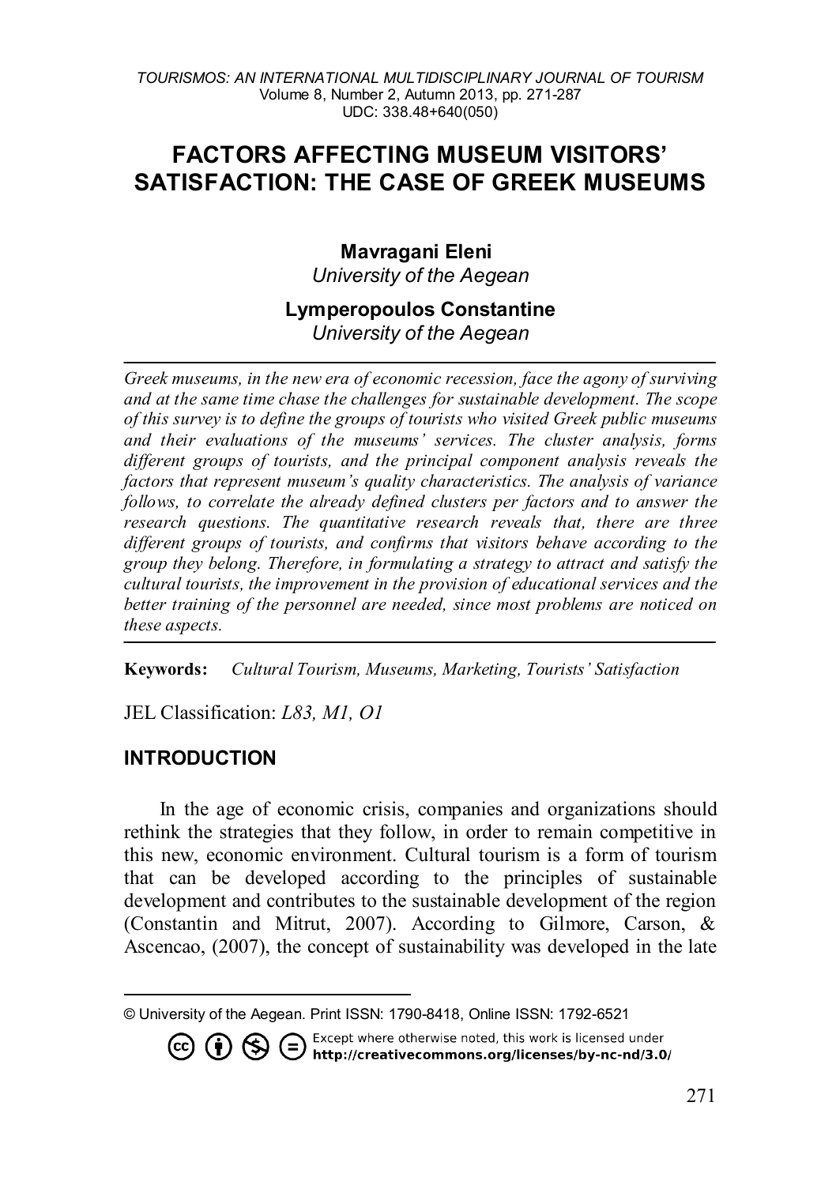# FACTORS AFFECTING MUSEUM VISITORS' SATISFACTION: THE CASE OF GREEK MUSEUMS

**Mavragani Eleni**
*University of the Aegean*

**Lymperopoulos Constantine**
*University of the Aegean*

---

*Greek museums, in the new era of economic recession, face the agony of surviving and at the same time chase the challenges for sustainable development. The scope of this survey is to define the groups of tourists who visited Greek public museums and their evaluations of the museums' services. The cluster analysis, forms different groups of tourists, and the principal component analysis reveals the factors that represent museum's quality characteristics. The analysis of variance follows, to correlate the already defined clusters per factors and to answer the research questions. The quantitative research reveals that, there are three different groups of tourists, and confirms that visitors behave according to the group they belong. Therefore, in formulating a strategy to attract and satisfy the cultural tourists, the improvement in the provision of educational services and the better training of the personnel are needed, since most problems are noticed on these aspects.*

---

**Keywords:** *Cultural Tourism, Museums, Marketing, Tourists' Satisfaction*

JEL Classification: *L83, M1, O1*

## INTRODUCTION

In the age of economic crisis, companies and organizations should rethink the strategies that they follow, in order to remain competitive in this new, economic environment. Cultural tourism is a form of tourism that can be developed according to the principles of sustainable development and contributes to the sustainable development of the region (Constantin and Mitrut, 2007). According to Gilmore, Carson, & Ascencao, (2007), the concept of sustainability was developed in the late

---

© University of the Aegean. Print ISSN: 1790-8418, Online ISSN: 1792-6521

Except where otherwise noted, this work is licensed under **http://creativecommons.org/licenses/by-nc-nd/3.0/**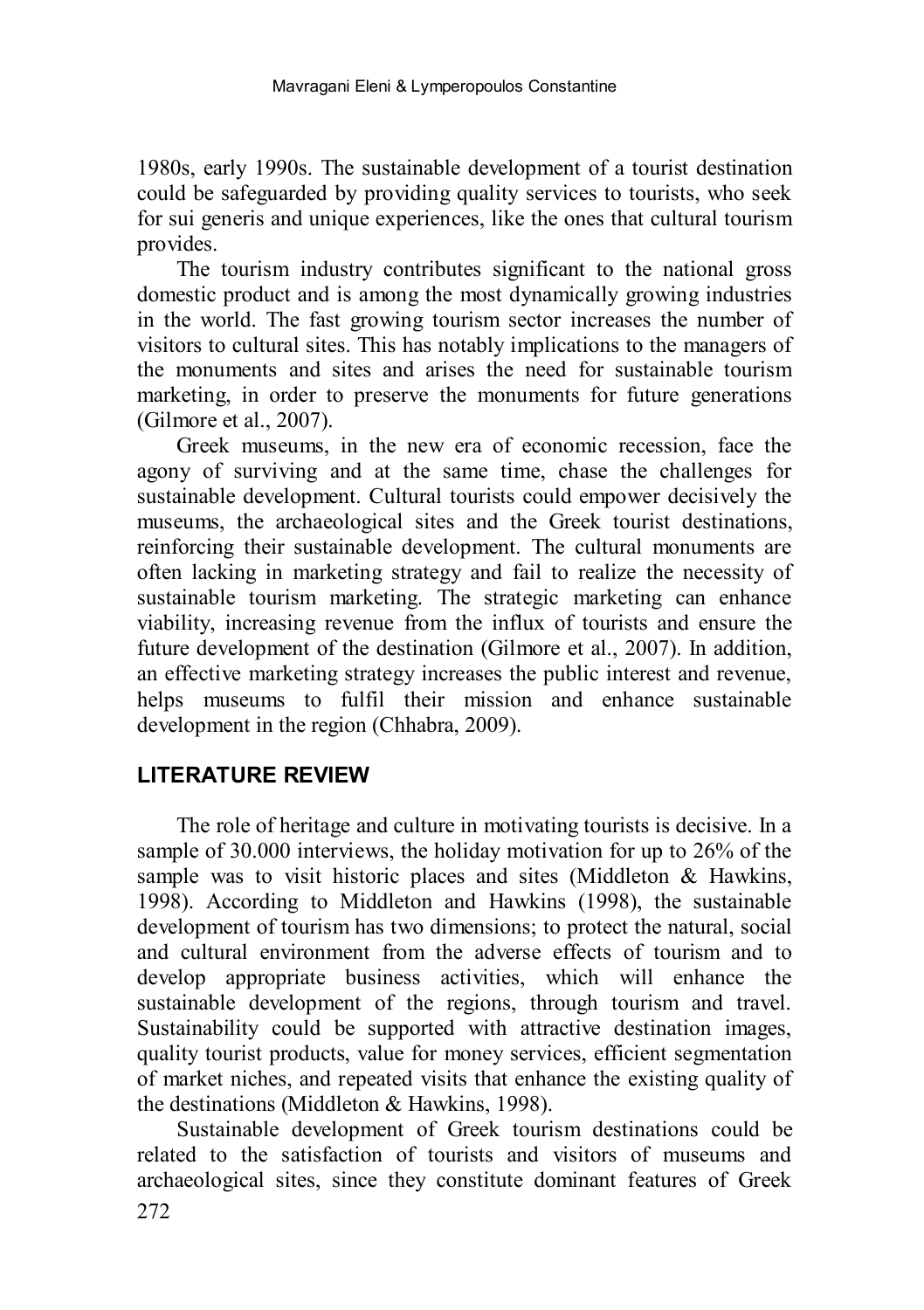1980s, early 1990s. The sustainable development of a tourist destination could be safeguarded by providing quality services to tourists, who seek for sui generis and unique experiences, like the ones that cultural tourism provides.

The tourism industry contributes significant to the national gross domestic product and is among the most dynamically growing industries in the world. The fast growing tourism sector increases the number of visitors to cultural sites. This has notably implications to the managers of the monuments and sites and arises the need for sustainable tourism marketing, in order to preserve the monuments for future generations (Gilmore et al., 2007).

Greek museums, in the new era of economic recession, face the agony of surviving and at the same time, chase the challenges for sustainable development. Cultural tourists could empower decisively the museums, the archaeological sites and the Greek tourist destinations, reinforcing their sustainable development. The cultural monuments are often lacking in marketing strategy and fail to realize the necessity of sustainable tourism marketing. The strategic marketing can enhance viability, increasing revenue from the influx of tourists and ensure the future development of the destination (Gilmore et al., 2007). In addition, an effective marketing strategy increases the public interest and revenue, helps museums to fulfil their mission and enhance sustainable development in the region (Chhabra, 2009).

## LITERATURE REVIEW

The role of heritage and culture in motivating tourists is decisive. In a sample of 30.000 interviews, the holiday motivation for up to 26% of the sample was to visit historic places and sites (Middleton & Hawkins, 1998). According to Middleton and Hawkins (1998), the sustainable development of tourism has two dimensions; to protect the natural, social and cultural environment from the adverse effects of tourism and to develop appropriate business activities, which will enhance the sustainable development of the regions, through tourism and travel. Sustainability could be supported with attractive destination images, quality tourist products, value for money services, efficient segmentation of market niches, and repeated visits that enhance the existing quality of the destinations (Middleton & Hawkins, 1998).

Sustainable development of Greek tourism destinations could be related to the satisfaction of tourists and visitors of museums and archaeological sites, since they constitute dominant features of Greek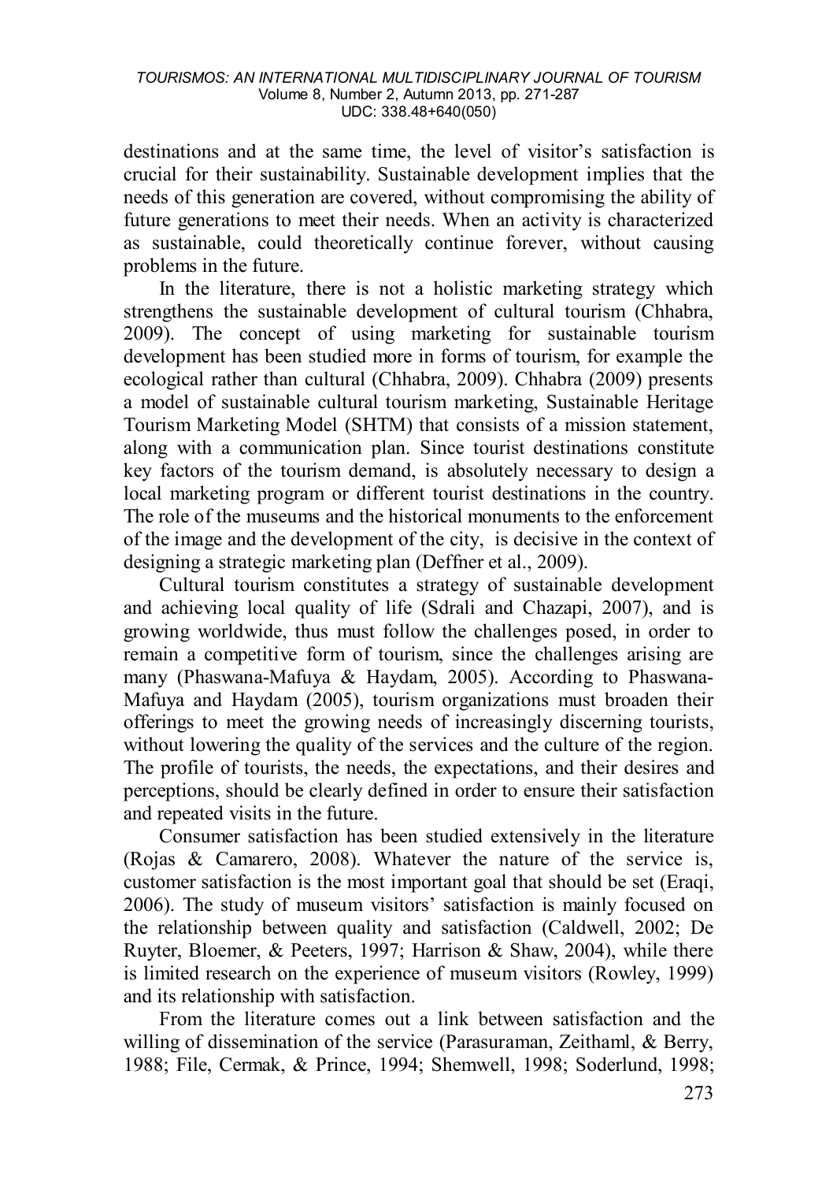destinations and at the same time, the level of visitor's satisfaction is crucial for their sustainability. Sustainable development implies that the needs of this generation are covered, without compromising the ability of future generations to meet their needs. When an activity is characterized as sustainable, could theoretically continue forever, without causing problems in the future.

In the literature, there is not a holistic marketing strategy which strengthens the sustainable development of cultural tourism (Chhabra, 2009). The concept of using marketing for sustainable tourism development has been studied more in forms of tourism, for example the ecological rather than cultural (Chhabra, 2009). Chhabra (2009) presents a model of sustainable cultural tourism marketing, Sustainable Heritage Tourism Marketing Model (SHTM) that consists of a mission statement, along with a communication plan. Since tourist destinations constitute key factors of the tourism demand, is absolutely necessary to design a local marketing program or different tourist destinations in the country. The role of the museums and the historical monuments to the enforcement of the image and the development of the city, is decisive in the context of designing a strategic marketing plan (Deffner et al., 2009).

Cultural tourism constitutes a strategy of sustainable development and achieving local quality of life (Sdrali and Chazapi, 2007), and is growing worldwide, thus must follow the challenges posed, in order to remain a competitive form of tourism, since the challenges arising are many (Phaswana-Mafuya & Haydam, 2005). According to Phaswana-Mafuya and Haydam (2005), tourism organizations must broaden their offerings to meet the growing needs of increasingly discerning tourists, without lowering the quality of the services and the culture of the region. The profile of tourists, the needs, the expectations, and their desires and perceptions, should be clearly defined in order to ensure their satisfaction and repeated visits in the future.

Consumer satisfaction has been studied extensively in the literature (Rojas & Camarero, 2008). Whatever the nature of the service is, customer satisfaction is the most important goal that should be set (Eraqi, 2006). The study of museum visitors' satisfaction is mainly focused on the relationship between quality and satisfaction (Caldwell, 2002; De Ruyter, Bloemer, & Peeters, 1997; Harrison & Shaw, 2004), while there is limited research on the experience of museum visitors (Rowley, 1999) and its relationship with satisfaction.

From the literature comes out a link between satisfaction and the willing of dissemination of the service (Parasuraman, Zeithaml, & Berry, 1988; File, Cermak, & Prince, 1994; Shemwell, 1998; Soderlund, 1998;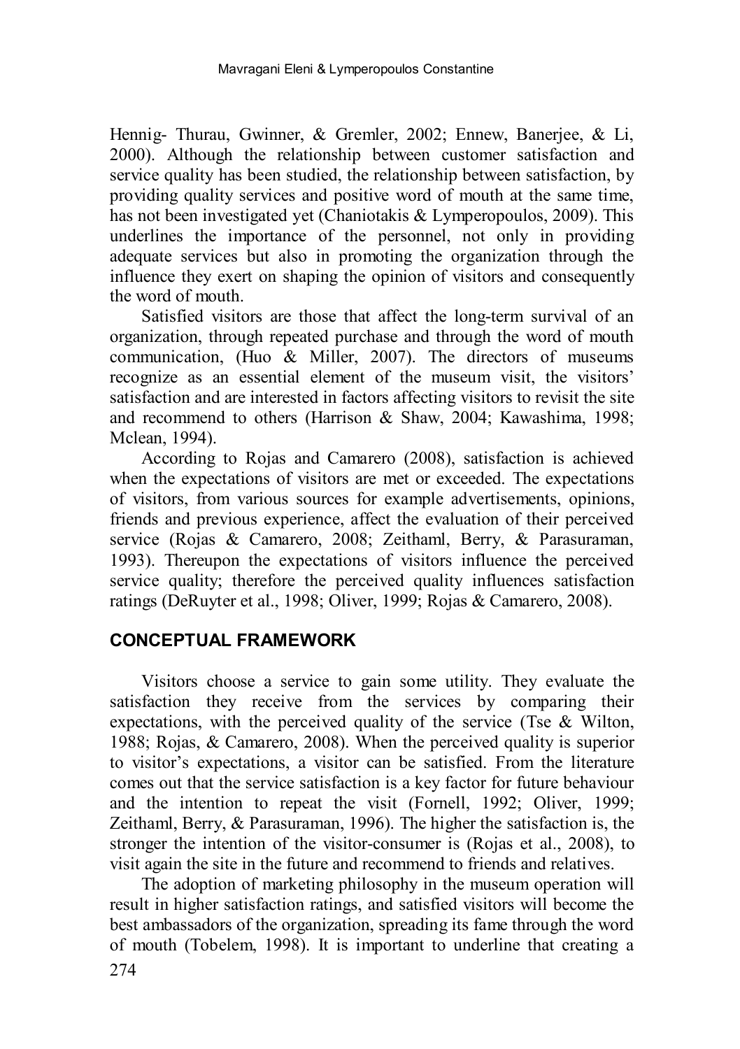Hennig- Thurau, Gwinner, & Gremler, 2002; Ennew, Banerjee, & Li, 2000). Although the relationship between customer satisfaction and service quality has been studied, the relationship between satisfaction, by providing quality services and positive word of mouth at the same time, has not been investigated yet (Chaniotakis & Lymperopoulos, 2009). This underlines the importance of the personnel, not only in providing adequate services but also in promoting the organization through the influence they exert on shaping the opinion of visitors and consequently the word of mouth.

Satisfied visitors are those that affect the long-term survival of an organization, through repeated purchase and through the word of mouth communication, (Huo & Miller, 2007). The directors of museums recognize as an essential element of the museum visit, the visitors' satisfaction and are interested in factors affecting visitors to revisit the site and recommend to others (Harrison & Shaw, 2004; Kawashima, 1998; Mclean, 1994).

According to Rojas and Camarero (2008), satisfaction is achieved when the expectations of visitors are met or exceeded. The expectations of visitors, from various sources for example advertisements, opinions, friends and previous experience, affect the evaluation of their perceived service (Rojas & Camarero, 2008; Zeithaml, Berry, & Parasuraman, 1993). Thereupon the expectations of visitors influence the perceived service quality; therefore the perceived quality influences satisfaction ratings (DeRuyter et al., 1998; Oliver, 1999; Rojas & Camarero, 2008).

## CONCEPTUAL FRAMEWORK

Visitors choose a service to gain some utility. They evaluate the satisfaction they receive from the services by comparing their expectations, with the perceived quality of the service (Tse & Wilton, 1988; Rojas, & Camarero, 2008). When the perceived quality is superior to visitor's expectations, a visitor can be satisfied. From the literature comes out that the service satisfaction is a key factor for future behaviour and the intention to repeat the visit (Fornell, 1992; Oliver, 1999; Zeithaml, Berry, & Parasuraman, 1996). The higher the satisfaction is, the stronger the intention of the visitor-consumer is (Rojas et al., 2008), to visit again the site in the future and recommend to friends and relatives.

The adoption of marketing philosophy in the museum operation will result in higher satisfaction ratings, and satisfied visitors will become the best ambassadors of the organization, spreading its fame through the word of mouth (Tobelem, 1998). It is important to underline that creating a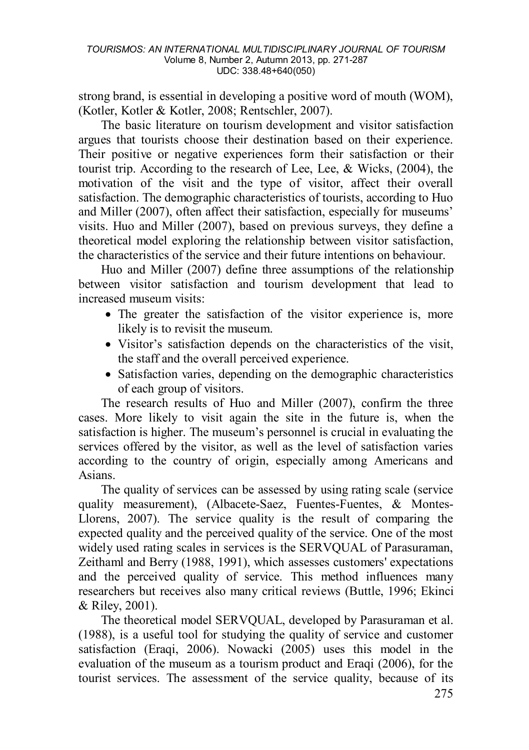strong brand, is essential in developing a positive word of mouth (WOM), (Kotler, Kotler & Kotler, 2008; Rentschler, 2007).

The basic literature on tourism development and visitor satisfaction argues that tourists choose their destination based on their experience. Their positive or negative experiences form their satisfaction or their tourist trip. According to the research of Lee, Lee, & Wicks, (2004), the motivation of the visit and the type of visitor, affect their overall satisfaction. The demographic characteristics of tourists, according to Huo and Miller (2007), often affect their satisfaction, especially for museums' visits. Huo and Miller (2007), based on previous surveys, they define a theoretical model exploring the relationship between visitor satisfaction, the characteristics of the service and their future intentions on behaviour.

Huo and Miller (2007) define three assumptions of the relationship between visitor satisfaction and tourism development that lead to increased museum visits:

- The greater the satisfaction of the visitor experience is, more likely is to revisit the museum.
- Visitor's satisfaction depends on the characteristics of the visit, the staff and the overall perceived experience.
- Satisfaction varies, depending on the demographic characteristics of each group of visitors.

The research results of Huo and Miller (2007), confirm the three cases. More likely to visit again the site in the future is, when the satisfaction is higher. The museum's personnel is crucial in evaluating the services offered by the visitor, as well as the level of satisfaction varies according to the country of origin, especially among Americans and Asians.

The quality of services can be assessed by using rating scale (service quality measurement), (Albacete-Saez, Fuentes-Fuentes, & Montes-Llorens, 2007). The service quality is the result of comparing the expected quality and the perceived quality of the service. One of the most widely used rating scales in services is the SERVQUAL of Parasuraman, Zeithaml and Berry (1988, 1991), which assesses customers' expectations and the perceived quality of service. This method influences many researchers but receives also many critical reviews (Buttle, 1996; Ekinci & Riley, 2001).

The theoretical model SERVQUAL, developed by Parasuraman et al. (1988), is a useful tool for studying the quality of service and customer satisfaction (Eraqi, 2006). Nowacki (2005) uses this model in the evaluation of the museum as a tourism product and Eraqi (2006), for the tourist services. The assessment of the service quality, because of its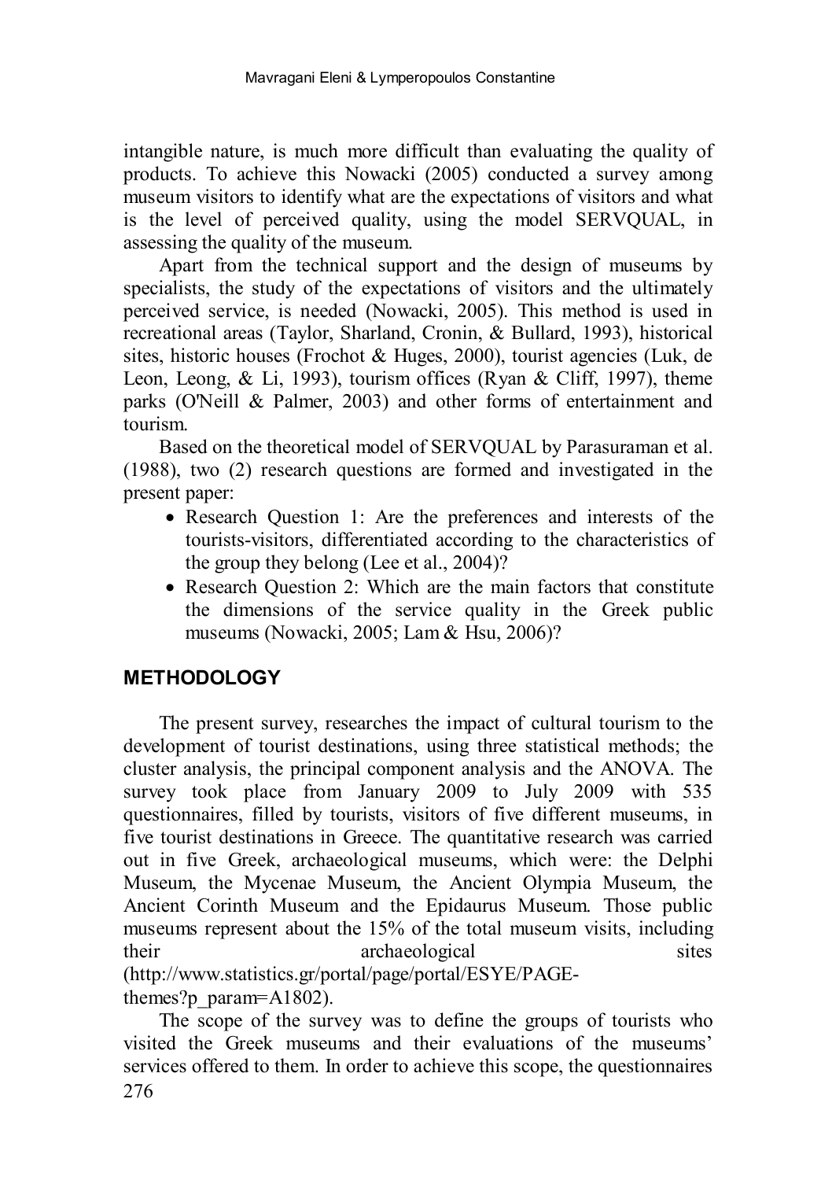intangible nature, is much more difficult than evaluating the quality of products. To achieve this Nowacki (2005) conducted a survey among museum visitors to identify what are the expectations of visitors and what is the level of perceived quality, using the model SERVQUAL, in assessing the quality of the museum.

Apart from the technical support and the design of museums by specialists, the study of the expectations of visitors and the ultimately perceived service, is needed (Nowacki, 2005). This method is used in recreational areas (Taylor, Sharland, Cronin, & Bullard, 1993), historical sites, historic houses (Frochot & Huges, 2000), tourist agencies (Luk, de Leon, Leong, & Li, 1993), tourism offices (Ryan & Cliff, 1997), theme parks (O'Neill & Palmer, 2003) and other forms of entertainment and tourism.

Based on the theoretical model of SERVQUAL by Parasuraman et al. (1988), two (2) research questions are formed and investigated in the present paper:

- Research Question 1: Are the preferences and interests of the tourists-visitors, differentiated according to the characteristics of the group they belong (Lee et al., 2004)?
- Research Question 2: Which are the main factors that constitute the dimensions of the service quality in the Greek public museums (Nowacki, 2005; Lam & Hsu, 2006)?

## METHODOLOGY

The present survey, researches the impact of cultural tourism to the development of tourist destinations, using three statistical methods; the cluster analysis, the principal component analysis and the ANOVA. The survey took place from January 2009 to July 2009 with 535 questionnaires, filled by tourists, visitors of five different museums, in five tourist destinations in Greece. The quantitative research was carried out in five Greek, archaeological museums, which were: the Delphi Museum, the Mycenae Museum, the Ancient Olympia Museum, the Ancient Corinth Museum and the Epidaurus Museum. Those public museums represent about the 15% of the total museum visits, including their archaeological sites (http://www.statistics.gr/portal/page/portal/ESYE/PAGE-themes?p_param=A1802).

The scope of the survey was to define the groups of tourists who visited the Greek museums and their evaluations of the museums' services offered to them. In order to achieve this scope, the questionnaires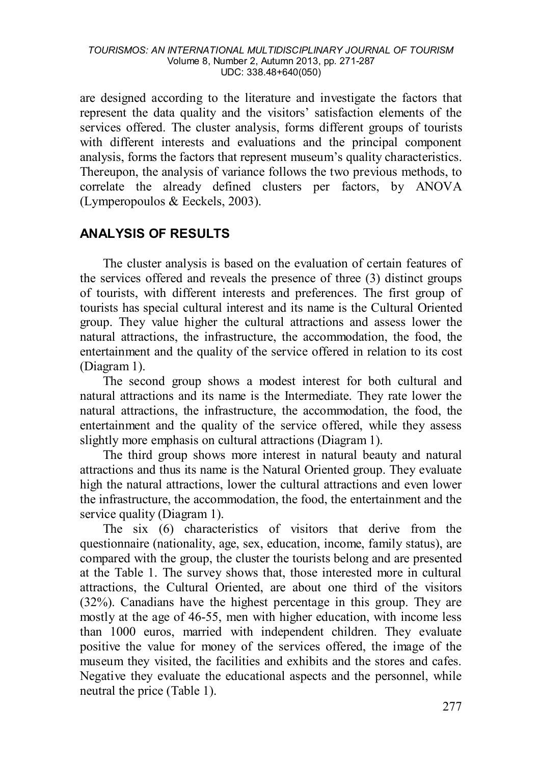are designed according to the literature and investigate the factors that represent the data quality and the visitors' satisfaction elements of the services offered. The cluster analysis, forms different groups of tourists with different interests and evaluations and the principal component analysis, forms the factors that represent museum's quality characteristics. Thereupon, the analysis of variance follows the two previous methods, to correlate the already defined clusters per factors, by ANOVA (Lymperopoulos & Eeckels, 2003).

## ANALYSIS OF RESULTS

The cluster analysis is based on the evaluation of certain features of the services offered and reveals the presence of three (3) distinct groups of tourists, with different interests and preferences. The first group of tourists has special cultural interest and its name is the Cultural Oriented group. They value higher the cultural attractions and assess lower the natural attractions, the infrastructure, the accommodation, the food, the entertainment and the quality of the service offered in relation to its cost (Diagram 1).

The second group shows a modest interest for both cultural and natural attractions and its name is the Intermediate. They rate lower the natural attractions, the infrastructure, the accommodation, the food, the entertainment and the quality of the service offered, while they assess slightly more emphasis on cultural attractions (Diagram 1).

The third group shows more interest in natural beauty and natural attractions and thus its name is the Natural Oriented group. They evaluate high the natural attractions, lower the cultural attractions and even lower the infrastructure, the accommodation, the food, the entertainment and the service quality (Diagram 1).

The six (6) characteristics of visitors that derive from the questionnaire (nationality, age, sex, education, income, family status), are compared with the group, the cluster the tourists belong and are presented at the Table 1. The survey shows that, those interested more in cultural attractions, the Cultural Oriented, are about one third of the visitors (32%). Canadians have the highest percentage in this group. They are mostly at the age of 46-55, men with higher education, with income less than 1000 euros, married with independent children. They evaluate positive the value for money of the services offered, the image of the museum they visited, the facilities and exhibits and the stores and cafes. Negative they evaluate the educational aspects and the personnel, while neutral the price (Table 1).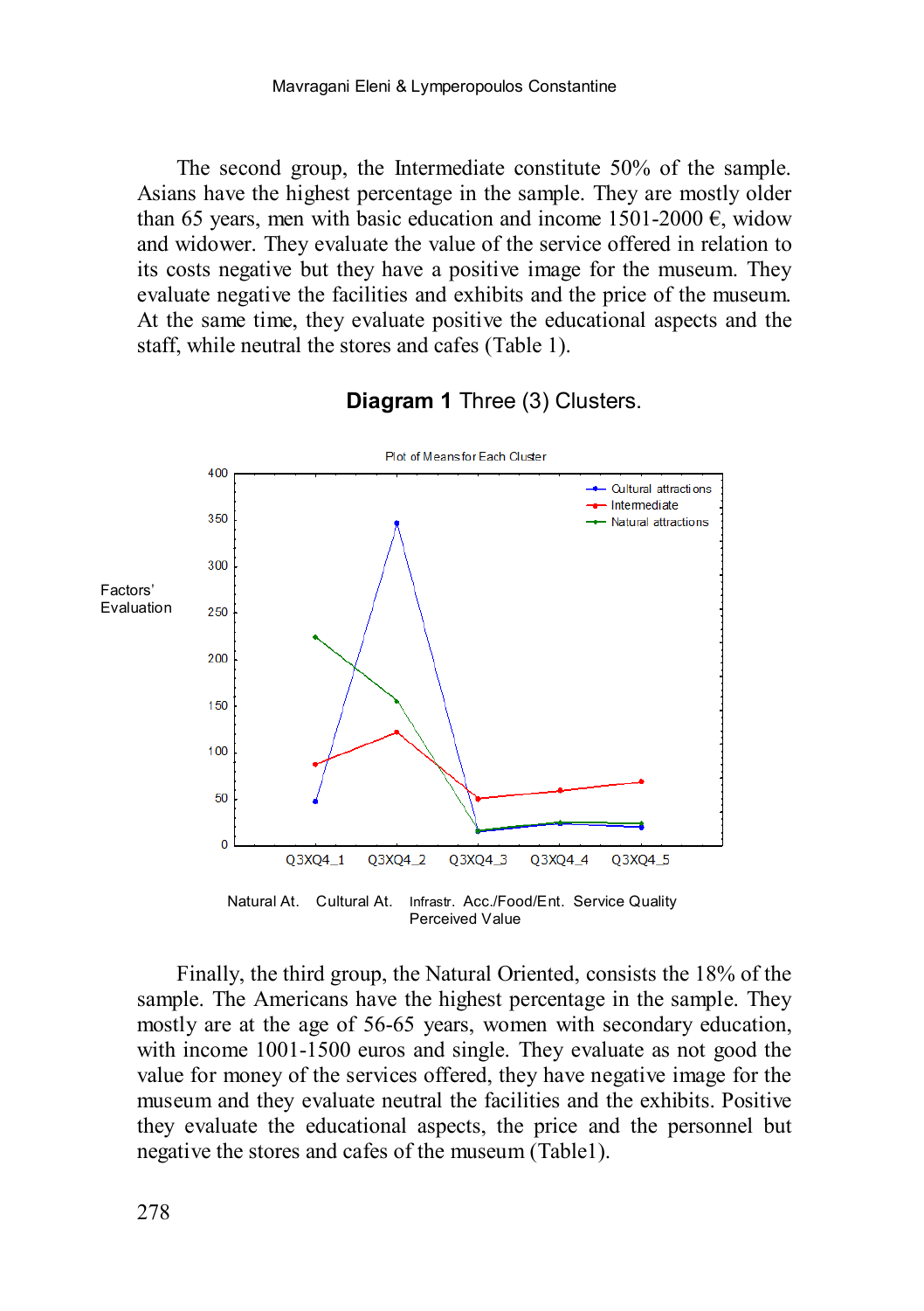The second group, the Intermediate constitute 50% of the sample. Asians have the highest percentage in the sample. They are mostly older than 65 years, men with basic education and income 1501-2000 €, widow and widower. They evaluate the value of the service offered in relation to its costs negative but they have a positive image for the museum. They evaluate negative the facilities and exhibits and the price of the museum. At the same time, they evaluate positive the educational aspects and the staff, while neutral the stores and cafes (Table 1).

**Diagram 1** Three (3) Clusters.

Plot of Means for Each Cluster

Factors' Evaluation

Cultural attractions
Intermediate
Natural attractions

Q3XQ4_1 Q3XQ4_2 Q3XQ4_3 Q3XQ4_4 Q3XQ4_5

Natural At. Cultural At. Infrastr. Acc./Food/Ent. Service Quality Perceived Value

Finally, the third group, the Natural Oriented, consists the 18% of the sample. The Americans have the highest percentage in the sample. They mostly are at the age of 56-65 years, women with secondary education, with income 1001-1500 euros and single. They evaluate as not good the value for money of the services offered, they have negative image for the museum and they evaluate neutral the facilities and the exhibits. Positive they evaluate the educational aspects, the price and the personnel but negative the stores and cafes of the museum (Table1).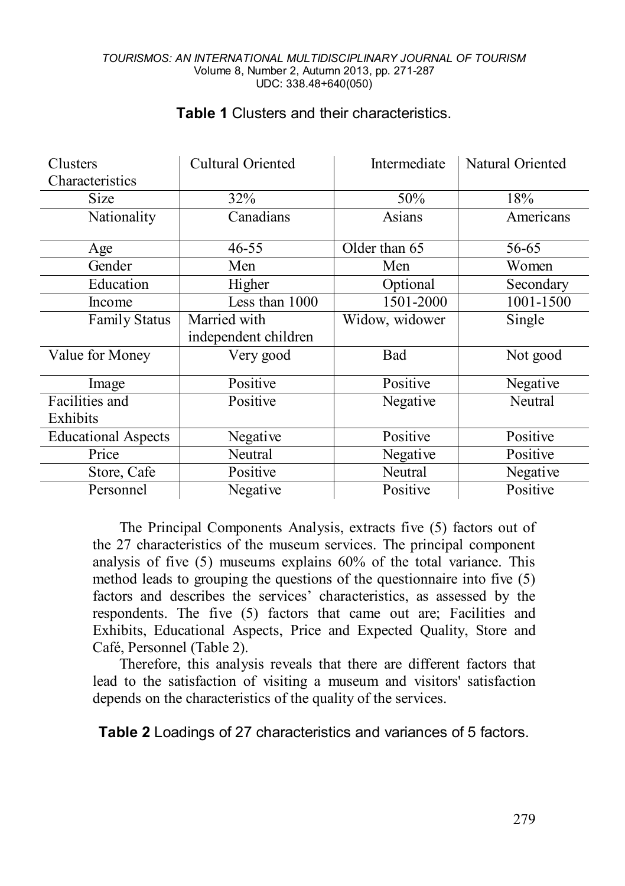**Table 1** Clusters and their characteristics.

| Clusters Characteristics | Cultural Oriented | Intermediate | Natural Oriented |
|---|---|---|---|
| Size | 32% | 50% | 18% |
| Nationality | Canadians | Asians | Americans |
| Age | 46-55 | Older than 65 | 56-65 |
| Gender | Men | Men | Women |
| Education | Higher | Optional | Secondary |
| Income | Less than 1000 | 1501-2000 | 1001-1500 |
| Family Status | Married with independent children | Widow, widower | Single |
| Value for Money | Very good | Bad | Not good |
| Image | Positive | Positive | Negative |
| Facilities and Exhibits | Positive | Negative | Neutral |
| Educational Aspects | Negative | Positive | Positive |
| Price | Neutral | Negative | Positive |
| Store, Cafe | Positive | Neutral | Negative |
| Personnel | Negative | Positive | Positive |

The Principal Components Analysis, extracts five (5) factors out of the 27 characteristics of the museum services. The principal component analysis of five (5) museums explains 60% of the total variance. This method leads to grouping the questions of the questionnaire into five (5) factors and describes the services' characteristics, as assessed by the respondents. The five (5) factors that came out are; Facilities and Exhibits, Educational Aspects, Price and Expected Quality, Store and Café, Personnel (Table 2).

Therefore, this analysis reveals that there are different factors that lead to the satisfaction of visiting a museum and visitors' satisfaction depends on the characteristics of the quality of the services.

**Table 2** Loadings of 27 characteristics and variances of 5 factors.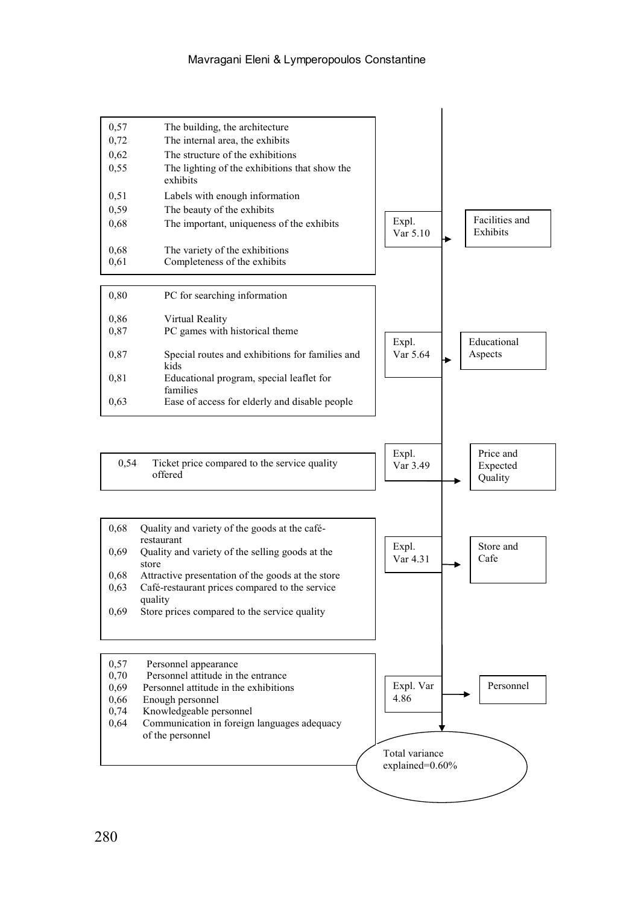| Loading | Item | Explained Variance | Factor |
|---|---|---|---|
| 0,57 | The building, the architecture | Expl. Var 5.10 | Facilities and Exhibits |
| 0,72 | The internal area, the exhibits | | |
| 0,62 | The structure of the exhibitions | | |
| 0,55 | The lighting of the exhibitions that show the exhibits | | |
| 0,51 | Labels with enough information | | |
| 0,59 | The beauty of the exhibits | | |
| 0,68 | The important, uniqueness of the exhibits | | |
| 0,68 | The variety of the exhibitions | | |
| 0,61 | Completeness of the exhibits | | |
| 0,80 | PC for searching information | Expl. Var 5.64 | Educational Aspects |
| 0,86 | Virtual Reality | | |
| 0,87 | PC games with historical theme | | |
| 0,87 | Special routes and exhibitions for families and kids | | |
| 0,81 | Educational program, special leaflet for families | | |
| 0,63 | Ease of access for elderly and disable people | | |
| 0,54 | Ticket price compared to the service quality offered | Expl. Var 3.49 | Price and Expected Quality |
| 0,68 | Quality and variety of the goods at the café-restaurant | Expl. Var 4.31 | Store and Cafe |
| 0,69 | Quality and variety of the selling goods at the store | | |
| 0,68 | Attractive presentation of the goods at the store | | |
| 0,63 | Café-restaurant prices compared to the service quality | | |
| 0,69 | Store prices compared to the service quality | | |
| 0,57 | Personnel appearance | Expl. Var 4.86 | Personnel |
| 0,70 | Personnel attitude in the entrance | | |
| 0,69 | Personnel attitude in the exhibitions | | |
| 0,66 | Enough personnel | | |
| 0,74 | Knowledgeable personnel | | |
| 0,64 | Communication in foreign languages adequacy of the personnel | | |

Total variance explained=0.60%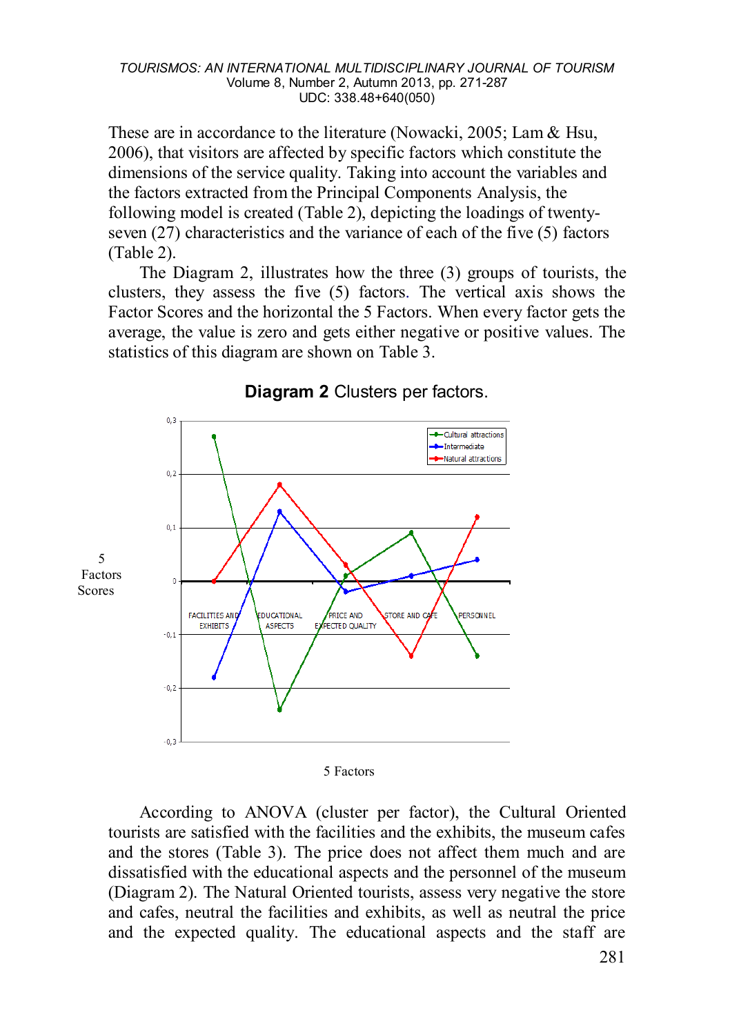These are in accordance to the literature (Nowacki, 2005; Lam & Hsu, 2006), that visitors are affected by specific factors which constitute the dimensions of the service quality. Taking into account the variables and the factors extracted from the Principal Components Analysis, the following model is created (Table 2), depicting the loadings of twenty-seven (27) characteristics and the variance of each of the five (5) factors (Table 2).

The Diagram 2, illustrates how the three (3) groups of tourists, the clusters, they assess the five (5) factors. The vertical axis shows the Factor Scores and the horizontal the 5 Factors. When every factor gets the average, the value is zero and gets either negative or positive values. The statistics of this diagram are shown on Table 3.

**Diagram 2** Clusters per factors.

5 Factors Scores

Cultural attractions

Intermediate

Natural attractions

FACILITIES AND EXHIBITS | EDUCATIONAL ASPECTS | PRICE AND EXPECTED QUALITY | STORE AND CAFE | PERSONNEL

5 Factors

According to ANOVA (cluster per factor), the Cultural Oriented tourists are satisfied with the facilities and the exhibits, the museum cafes and the stores (Table 3). The price does not affect them much and are dissatisfied with the educational aspects and the personnel of the museum (Diagram 2). The Natural Oriented tourists, assess very negative the store and cafes, neutral the facilities and exhibits, as well as neutral the price and the expected quality. The educational aspects and the staff are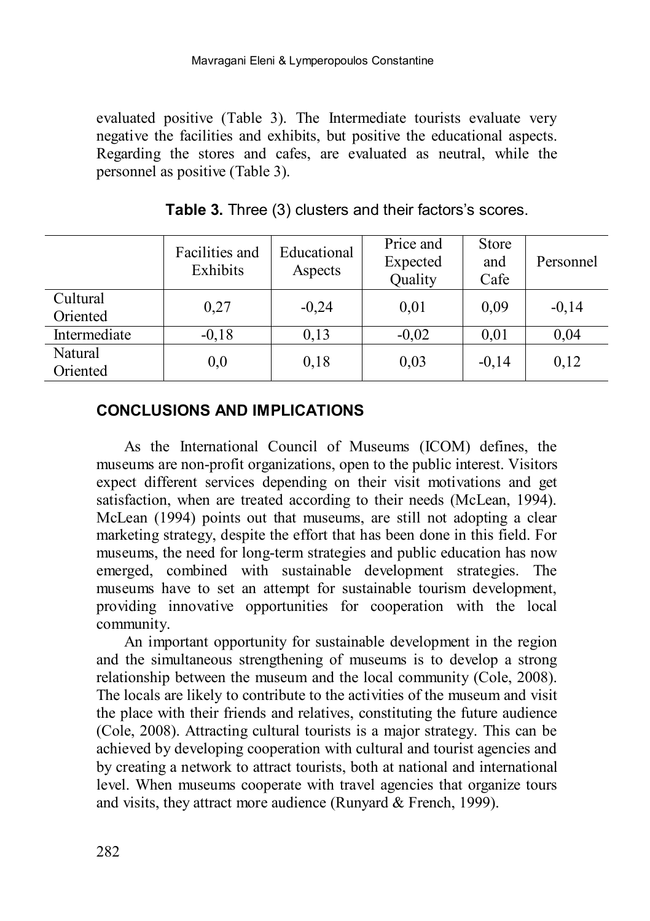evaluated positive (Table 3). The Intermediate tourists evaluate very negative the facilities and exhibits, but positive the educational aspects. Regarding the stores and cafes, are evaluated as neutral, while the personnel as positive (Table 3).

**Table 3.** Three (3) clusters and their factors's scores.

| | Facilities and Exhibits | Educational Aspects | Price and Expected Quality | Store and Cafe | Personnel |
|---|---|---|---|---|---|
| Cultural Oriented | 0,27 | -0,24 | 0,01 | 0,09 | -0,14 |
| Intermediate | -0,18 | 0,13 | -0,02 | 0,01 | 0,04 |
| Natural Oriented | 0,0 | 0,18 | 0,03 | -0,14 | 0,12 |

## CONCLUSIONS AND IMPLICATIONS

As the International Council of Museums (ICOM) defines, the museums are non-profit organizations, open to the public interest. Visitors expect different services depending on their visit motivations and get satisfaction, when are treated according to their needs (McLean, 1994). McLean (1994) points out that museums, are still not adopting a clear marketing strategy, despite the effort that has been done in this field. For museums, the need for long-term strategies and public education has now emerged, combined with sustainable development strategies. The museums have to set an attempt for sustainable tourism development, providing innovative opportunities for cooperation with the local community.

An important opportunity for sustainable development in the region and the simultaneous strengthening of museums is to develop a strong relationship between the museum and the local community (Cole, 2008). The locals are likely to contribute to the activities of the museum and visit the place with their friends and relatives, constituting the future audience (Cole, 2008). Attracting cultural tourists is a major strategy. This can be achieved by developing cooperation with cultural and tourist agencies and by creating a network to attract tourists, both at national and international level. When museums cooperate with travel agencies that organize tours and visits, they attract more audience (Runyard & French, 1999).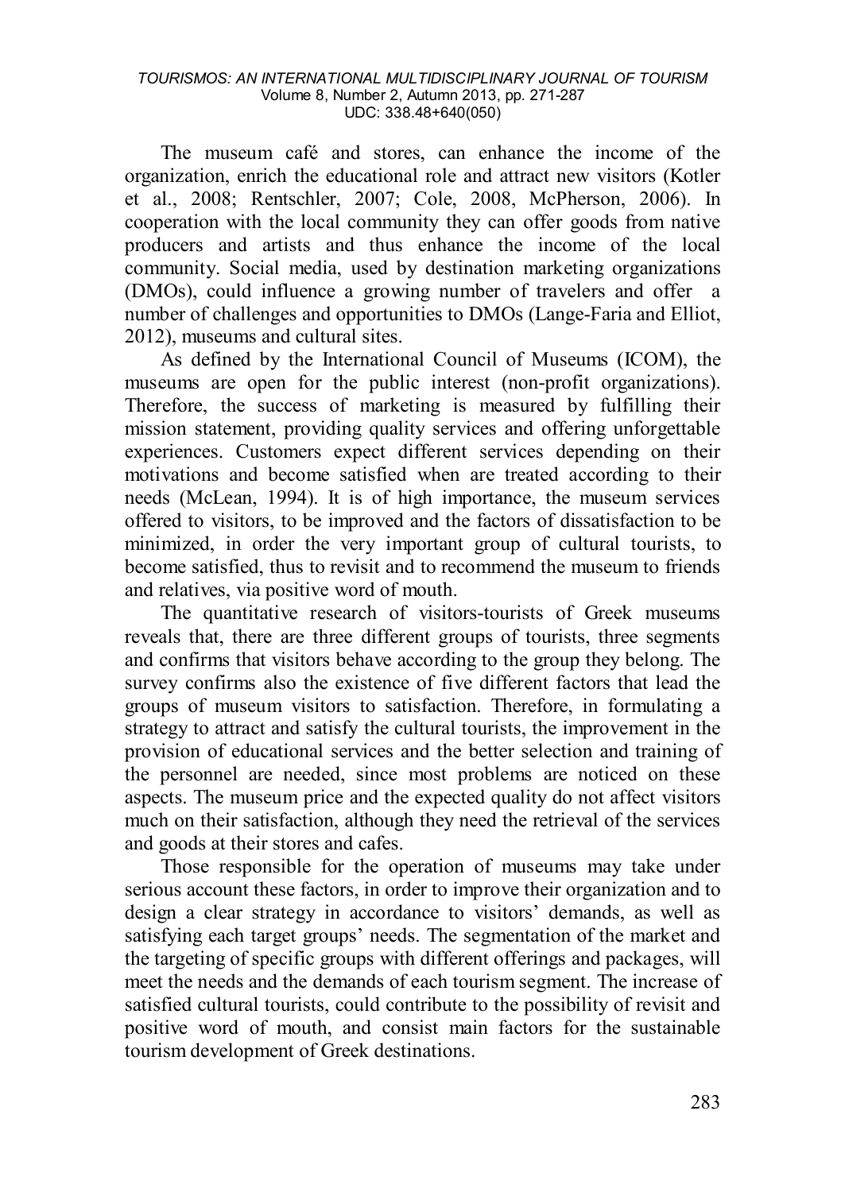The museum café and stores, can enhance the income of the organization, enrich the educational role and attract new visitors (Kotler et al., 2008; Rentschler, 2007; Cole, 2008, McPherson, 2006). In cooperation with the local community they can offer goods from native producers and artists and thus enhance the income of the local community. Social media, used by destination marketing organizations (DMOs), could influence a growing number of travelers and offer a number of challenges and opportunities to DMOs (Lange-Faria and Elliot, 2012), museums and cultural sites.

As defined by the International Council of Museums (ICOM), the museums are open for the public interest (non-profit organizations). Therefore, the success of marketing is measured by fulfilling their mission statement, providing quality services and offering unforgettable experiences. Customers expect different services depending on their motivations and become satisfied when are treated according to their needs (McLean, 1994). It is of high importance, the museum services offered to visitors, to be improved and the factors of dissatisfaction to be minimized, in order the very important group of cultural tourists, to become satisfied, thus to revisit and to recommend the museum to friends and relatives, via positive word of mouth.

The quantitative research of visitors-tourists of Greek museums reveals that, there are three different groups of tourists, three segments and confirms that visitors behave according to the group they belong. The survey confirms also the existence of five different factors that lead the groups of museum visitors to satisfaction. Therefore, in formulating a strategy to attract and satisfy the cultural tourists, the improvement in the provision of educational services and the better selection and training of the personnel are needed, since most problems are noticed on these aspects. The museum price and the expected quality do not affect visitors much on their satisfaction, although they need the retrieval of the services and goods at their stores and cafes.

Those responsible for the operation of museums may take under serious account these factors, in order to improve their organization and to design a clear strategy in accordance to visitors' demands, as well as satisfying each target groups' needs. The segmentation of the market and the targeting of specific groups with different offerings and packages, will meet the needs and the demands of each tourism segment. The increase of satisfied cultural tourists, could contribute to the possibility of revisit and positive word of mouth, and consist main factors for the sustainable tourism development of Greek destinations.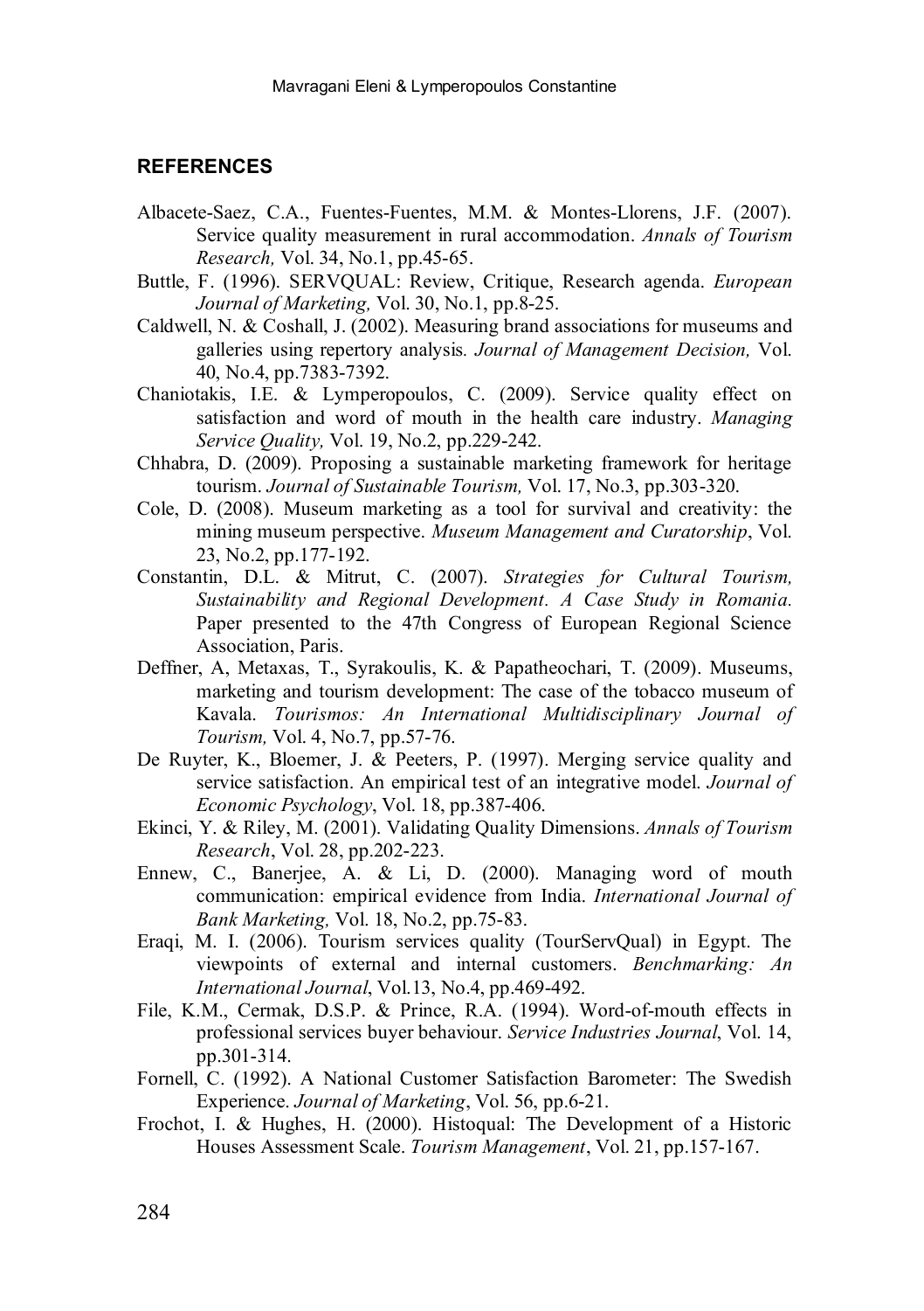## REFERENCES

Albacete-Saez, C.A., Fuentes-Fuentes, M.M. & Montes-Llorens, J.F. (2007). Service quality measurement in rural accommodation. *Annals of Tourism Research,* Vol. 34, No.1, pp.45-65.

Buttle, F. (1996). SERVQUAL: Review, Critique, Research agenda. *European Journal of Marketing,* Vol. 30, No.1, pp.8-25.

Caldwell, N. & Coshall, J. (2002). Measuring brand associations for museums and galleries using repertory analysis. *Journal of Management Decision,* Vol. 40, No.4, pp.7383-7392.

Chaniotakis, I.E. & Lymperopoulos, C. (2009). Service quality effect on satisfaction and word of mouth in the health care industry. *Managing Service Quality,* Vol. 19, No.2, pp.229-242.

Chhabra, D. (2009). Proposing a sustainable marketing framework for heritage tourism. *Journal of Sustainable Tourism,* Vol. 17, No.3, pp.303-320.

Cole, D. (2008). Museum marketing as a tool for survival and creativity: the mining museum perspective. *Museum Management and Curatorship*, Vol. 23, No.2, pp.177-192.

Constantin, D.L. & Mitrut, C. (2007). *Strategies for Cultural Tourism, Sustainability and Regional Development. A Case Study in Romania.* Paper presented to the 47th Congress of European Regional Science Association, Paris.

Deffner, A, Metaxas, T., Syrakoulis, K. & Papatheochari, T. (2009). Museums, marketing and tourism development: The case of the tobacco museum of Kavala. *Tourismos: An International Multidisciplinary Journal of Tourism,* Vol. 4, No.7, pp.57-76.

De Ruyter, K., Bloemer, J. & Peeters, P. (1997). Merging service quality and service satisfaction. An empirical test of an integrative model. *Journal of Economic Psychology*, Vol. 18, pp.387-406.

Ekinci, Y. & Riley, M. (2001). Validating Quality Dimensions. *Annals of Tourism Research*, Vol. 28, pp.202-223.

Ennew, C., Banerjee, A. & Li, D. (2000). Managing word of mouth communication: empirical evidence from India. *International Journal of Bank Marketing,* Vol. 18, No.2, pp.75-83.

Eraqi, M. I. (2006). Tourism services quality (TourServQual) in Egypt. The viewpoints of external and internal customers. *Benchmarking: An International Journal*, Vol.13, No.4, pp.469-492.

File, K.M., Cermak, D.S.P. & Prince, R.A. (1994). Word-of-mouth effects in professional services buyer behaviour. *Service Industries Journal*, Vol. 14, pp.301-314.

Fornell, C. (1992). A National Customer Satisfaction Barometer: The Swedish Experience. *Journal of Marketing*, Vol. 56, pp.6-21.

Frochot, I. & Hughes, H. (2000). Histoqual: The Development of a Historic Houses Assessment Scale. *Tourism Management*, Vol. 21, pp.157-167.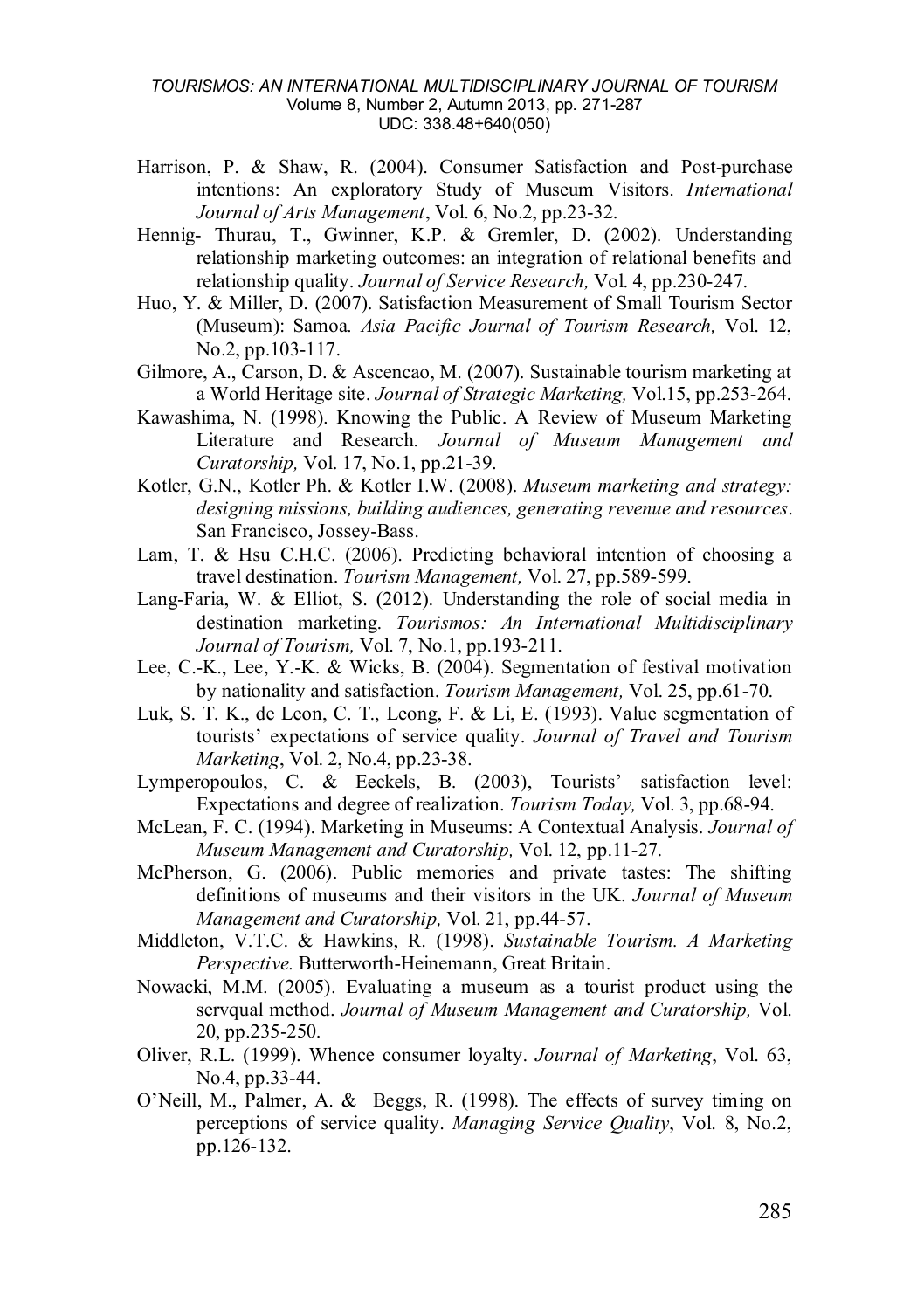Harrison, P. & Shaw, R. (2004). Consumer Satisfaction and Post-purchase intentions: An exploratory Study of Museum Visitors. *International Journal of Arts Management*, Vol. 6, No.2, pp.23-32.

Hennig- Thurau, T., Gwinner, K.P. & Gremler, D. (2002). Understanding relationship marketing outcomes: an integration of relational benefits and relationship quality. *Journal of Service Research,* Vol. 4, pp.230-247.

Huo, Y. & Miller, D. (2007). Satisfaction Measurement of Small Tourism Sector (Museum): Samoa*. Asia Pacific Journal of Tourism Research,* Vol. 12, No.2, pp.103-117.

Gilmore, A., Carson, D. & Ascencao, M. (2007). Sustainable tourism marketing at a World Heritage site. *Journal of Strategic Marketing,* Vol.15, pp.253-264.

Kawashima, N. (1998). Knowing the Public. A Review of Museum Marketing Literature and Research*. Journal of Museum Management and Curatorship,* Vol. 17, No.1, pp.21-39.

Kotler, G.N., Kotler Ph. & Kotler I.W. (2008). *Museum marketing and strategy: designing missions, building audiences, generating revenue and resources*. San Francisco, Jossey-Bass.

Lam, T. & Hsu C.H.C. (2006). Predicting behavioral intention of choosing a travel destination. *Tourism Management,* Vol. 27, pp.589-599.

Lang-Faria, W. & Elliot, S. (2012). Understanding the role of social media in destination marketing. *Tourismos: An International Multidisciplinary Journal of Tourism,* Vol. 7, No.1, pp.193-211.

Lee, C.-K., Lee, Y.-K. & Wicks, B. (2004). Segmentation of festival motivation by nationality and satisfaction. *Tourism Management,* Vol. 25, pp.61-70.

Luk, S. T. K., de Leon, C. T., Leong, F. & Li, E. (1993). Value segmentation of tourists' expectations of service quality. *Journal of Travel and Tourism Marketing*, Vol. 2, No.4, pp.23-38.

Lymperopoulos, C. & Eeckels, B. (2003), Tourists' satisfaction level: Expectations and degree of realization. *Tourism Today,* Vol. 3, pp.68-94.

McLean, F. C. (1994). Marketing in Museums: A Contextual Analysis. *Journal of Museum Management and Curatorship,* Vol. 12, pp.11-27.

McPherson, G. (2006). Public memories and private tastes: The shifting definitions of museums and their visitors in the UK. *Journal of Museum Management and Curatorship,* Vol. 21, pp.44-57.

Middleton, V.T.C. & Hawkins, R. (1998). *Sustainable Tourism. A Marketing Perspective.* Butterworth-Heinemann, Great Britain.

Nowacki, M.M. (2005). Evaluating a museum as a tourist product using the servqual method. *Journal of Museum Management and Curatorship,* Vol. 20, pp.235-250.

Oliver, R.L. (1999). Whence consumer loyalty. *Journal of Marketing*, Vol. 63, No.4, pp.33-44.

O'Neill, M., Palmer, A. & Beggs, R. (1998). The effects of survey timing on perceptions of service quality. *Managing Service Quality*, Vol. 8, No.2, pp.126-132.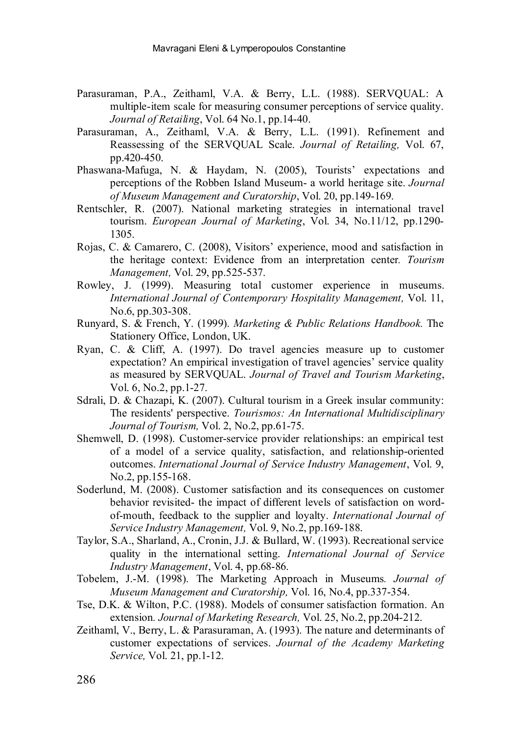Parasuraman, P.A., Zeithaml, V.A. & Berry, L.L. (1988). SERVQUAL: A multiple-item scale for measuring consumer perceptions of service quality. *Journal of Retailing*, Vol. 64 No.1, pp.14-40.

Parasuraman, A., Zeithaml, V.A. & Berry, L.L. (1991). Refinement and Reassessing of the SERVQUAL Scale. *Journal of Retailing,* Vol. 67, pp.420-450.

Phaswana-Mafuga, N. & Haydam, N. (2005), Tourists' expectations and perceptions of the Robben Island Museum- a world heritage site. *Journal of Museum Management and Curatorship*, Vol. 20, pp.149-169.

Rentschler, R. (2007). National marketing strategies in international travel tourism. *European Journal of Marketing*, Vol. 34, No.11/12, pp.1290-1305.

Rojas, C. & Camarero, C. (2008), Visitors' experience, mood and satisfaction in the heritage context: Evidence from an interpretation center. *Tourism Management,* Vol. 29, pp.525-537.

Rowley, J. (1999). Measuring total customer experience in museums. *International Journal of Contemporary Hospitality Management,* Vol. 11, No.6, pp.303-308.

Runyard, S. & French, Y. (1999). *Marketing & Public Relations Handbook.* The Stationery Office, London, UK.

Ryan, C. & Cliff, A. (1997). Do travel agencies measure up to customer expectation? An empirical investigation of travel agencies' service quality as measured by SERVQUAL. *Journal of Travel and Tourism Marketing*, Vol. 6, No.2, pp.1-27.

Sdrali, D. & Chazapi, K. (2007). Cultural tourism in a Greek insular community: The residents' perspective. *Tourismos: An International Multidisciplinary Journal of Tourism,* Vol. 2, No.2, pp.61-75.

Shemwell, D. (1998). Customer-service provider relationships: an empirical test of a model of a service quality, satisfaction, and relationship-oriented outcomes. *International Journal of Service Industry Management*, Vol. 9, No.2, pp.155-168.

Soderlund, M. (2008). Customer satisfaction and its consequences on customer behavior revisited- the impact of different levels of satisfaction on word-of-mouth, feedback to the supplier and loyalty. *International Journal of Service Industry Management,* Vol. 9, No.2, pp.169-188.

Taylor, S.A., Sharland, A., Cronin, J.J. & Bullard, W. (1993). Recreational service quality in the international setting. *International Journal of Service Industry Management*, Vol. 4, pp.68-86.

Tobelem, J.-M. (1998). The Marketing Approach in Museums*. Journal of Museum Management and Curatorship,* Vol. 16, No.4, pp.337-354.

Tse, D.K. & Wilton, P.C. (1988). Models of consumer satisfaction formation. An extension*. Journal of Marketing Research,* Vol. 25, No.2, pp.204-212.

Zeithaml, V., Berry, L. & Parasuraman, A. (1993). The nature and determinants of customer expectations of services. *Journal of the Academy Marketing Service,* Vol. 21, pp.1-12.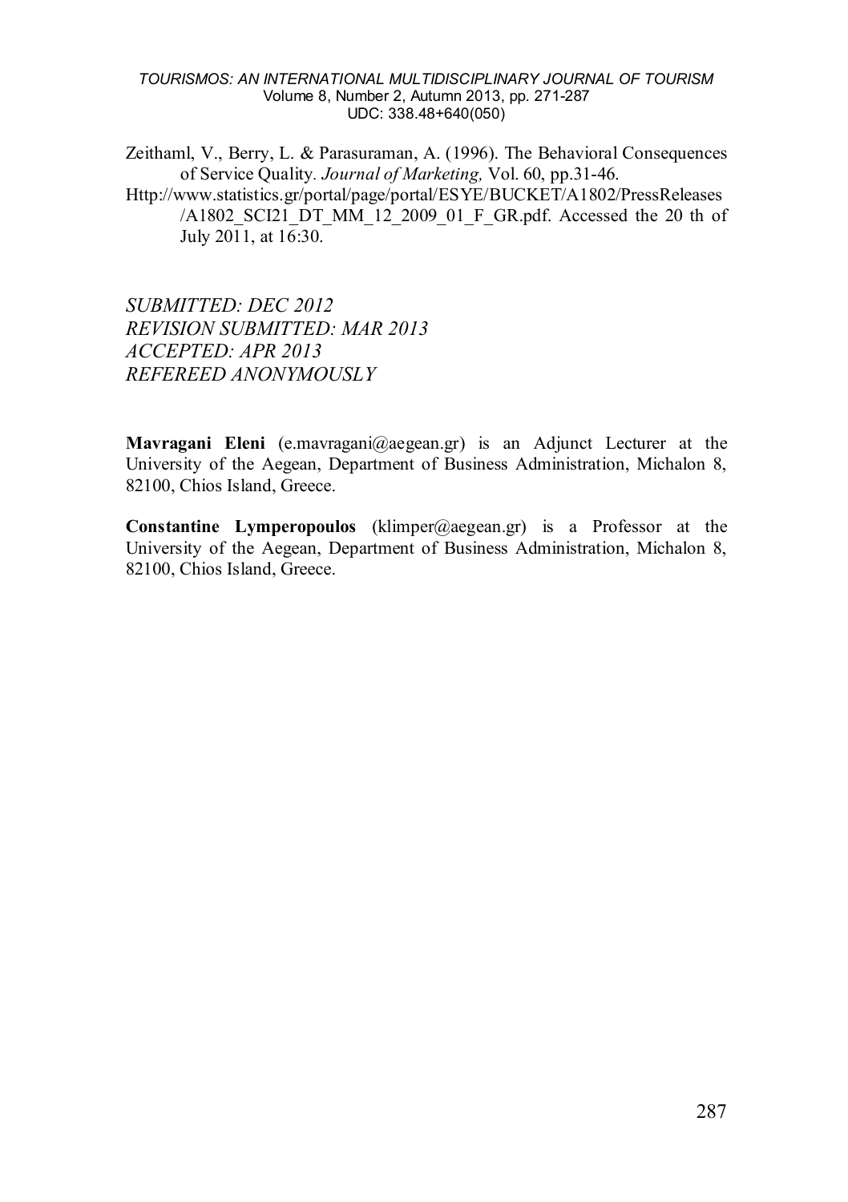Zeithaml, V., Berry, L. & Parasuraman, A. (1996). The Behavioral Consequences of Service Quality. *Journal of Marketing,* Vol. 60, pp.31-46.

Http://www.statistics.gr/portal/page/portal/ESYE/BUCKET/A1802/PressReleases/A1802_SCI21_DT_MM_12_2009_01_F_GR.pdf. Accessed the 20 th of July 2011, at 16:30.

*SUBMITTED: DEC 2012*
*REVISION SUBMITTED: MAR 2013*
*ACCEPTED: APR 2013*
*REFEREED ANONYMOUSLY*

**Mavragani Eleni** (e.mavragani@aegean.gr) is an Adjunct Lecturer at the University of the Aegean, Department of Business Administration, Michalon 8, 82100, Chios Island, Greece.

**Constantine Lymperopoulos** (klimper@aegean.gr) is a Professor at the University of the Aegean, Department of Business Administration, Michalon 8, 82100, Chios Island, Greece.